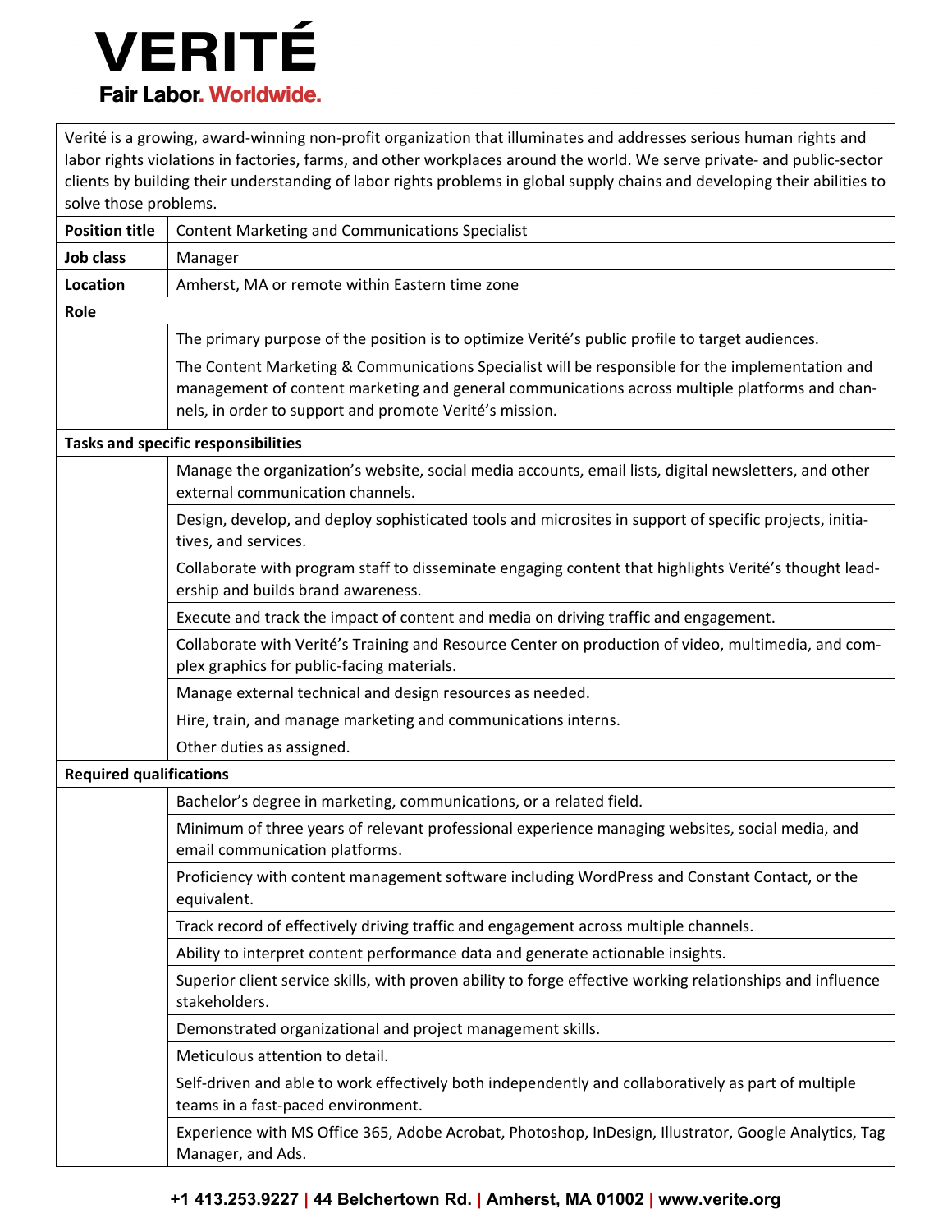# VERITÉ

**Fair Labor. Worldwide.**

Verité is a growing, award-winning non-profit organization that illuminates and addresses serious human rights and labor rights violations in factories, farms, and other workplaces around the world. We serve private- and public-sector clients by building their understanding of labor rights problems in global supply chains and developing their abilities to solve those problems.

| | |
|---|---|
| **Position title** | Content Marketing and Communications Specialist |
| **Job class** | Manager |
| **Location** | Amherst, MA or remote within Eastern time zone |

## Role

The primary purpose of the position is to optimize Verité's public profile to target audiences.

The Content Marketing & Communications Specialist will be responsible for the implementation and management of content marketing and general communications across multiple platforms and channels, in order to support and promote Verité's mission.

## Tasks and specific responsibilities

- Manage the organization's website, social media accounts, email lists, digital newsletters, and other external communication channels.
- Design, develop, and deploy sophisticated tools and microsites in support of specific projects, initiatives, and services.
- Collaborate with program staff to disseminate engaging content that highlights Verité's thought leadership and builds brand awareness.
- Execute and track the impact of content and media on driving traffic and engagement.
- Collaborate with Verité's Training and Resource Center on production of video, multimedia, and complex graphics for public-facing materials.
- Manage external technical and design resources as needed.
- Hire, train, and manage marketing and communications interns.
- Other duties as assigned.

## Required qualifications

- Bachelor's degree in marketing, communications, or a related field.
- Minimum of three years of relevant professional experience managing websites, social media, and email communication platforms.
- Proficiency with content management software including WordPress and Constant Contact, or the equivalent.
- Track record of effectively driving traffic and engagement across multiple channels.
- Ability to interpret content performance data and generate actionable insights.
- Superior client service skills, with proven ability to forge effective working relationships and influence stakeholders.
- Demonstrated organizational and project management skills.
- Meticulous attention to detail.
- Self-driven and able to work effectively both independently and collaboratively as part of multiple teams in a fast-paced environment.
- Experience with MS Office 365, Adobe Acrobat, Photoshop, InDesign, Illustrator, Google Analytics, Tag Manager, and Ads.

**+1 413.253.9227 | 44 Belchertown Rd. | Amherst, MA 01002 | www.verite.org**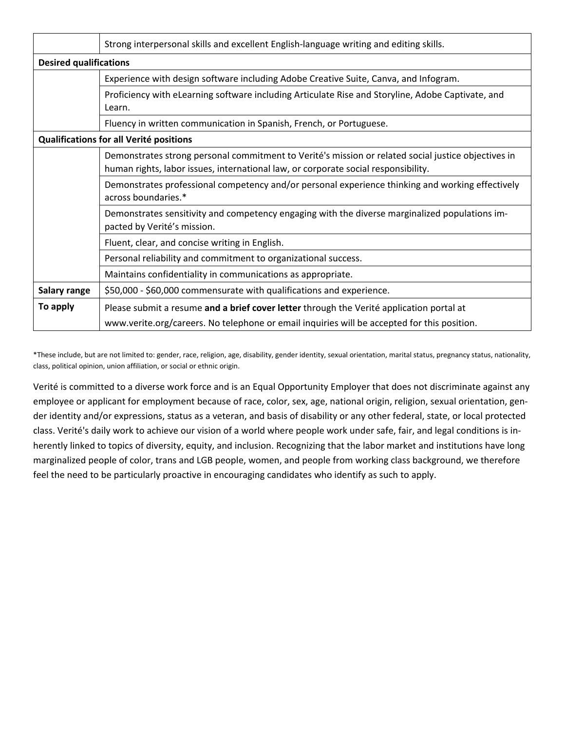| | |
|---|---|
| | Strong interpersonal skills and excellent English-language writing and editing skills. |
| **Desired qualifications** | |
| | Experience with design software including Adobe Creative Suite, Canva, and Infogram. |
| | Proficiency with eLearning software including Articulate Rise and Storyline, Adobe Captivate, and Learn. |
| | Fluency in written communication in Spanish, French, or Portuguese. |
| **Qualifications for all Verité positions** | |
| | Demonstrates strong personal commitment to Verité's mission or related social justice objectives in human rights, labor issues, international law, or corporate social responsibility. |
| | Demonstrates professional competency and/or personal experience thinking and working effectively across boundaries.* |
| | Demonstrates sensitivity and competency engaging with the diverse marginalized populations impacted by Verité's mission. |
| | Fluent, clear, and concise writing in English. |
| | Personal reliability and commitment to organizational success. |
| | Maintains confidentiality in communications as appropriate. |
| **Salary range** | $50,000 - $60,000 commensurate with qualifications and experience. |
| **To apply** | Please submit a resume **and a brief cover letter** through the Verité application portal at www.verite.org/careers. No telephone or email inquiries will be accepted for this position. |

*These include, but are not limited to: gender, race, religion, age, disability, gender identity, sexual orientation, marital status, pregnancy status, nationality, class, political opinion, union affiliation, or social or ethnic origin.

Verité is committed to a diverse work force and is an Equal Opportunity Employer that does not discriminate against any employee or applicant for employment because of race, color, sex, age, national origin, religion, sexual orientation, gender identity and/or expressions, status as a veteran, and basis of disability or any other federal, state, or local protected class. Verité's daily work to achieve our vision of a world where people work under safe, fair, and legal conditions is inherently linked to topics of diversity, equity, and inclusion. Recognizing that the labor market and institutions have long marginalized people of color, trans and LGB people, women, and people from working class background, we therefore feel the need to be particularly proactive in encouraging candidates who identify as such to apply.